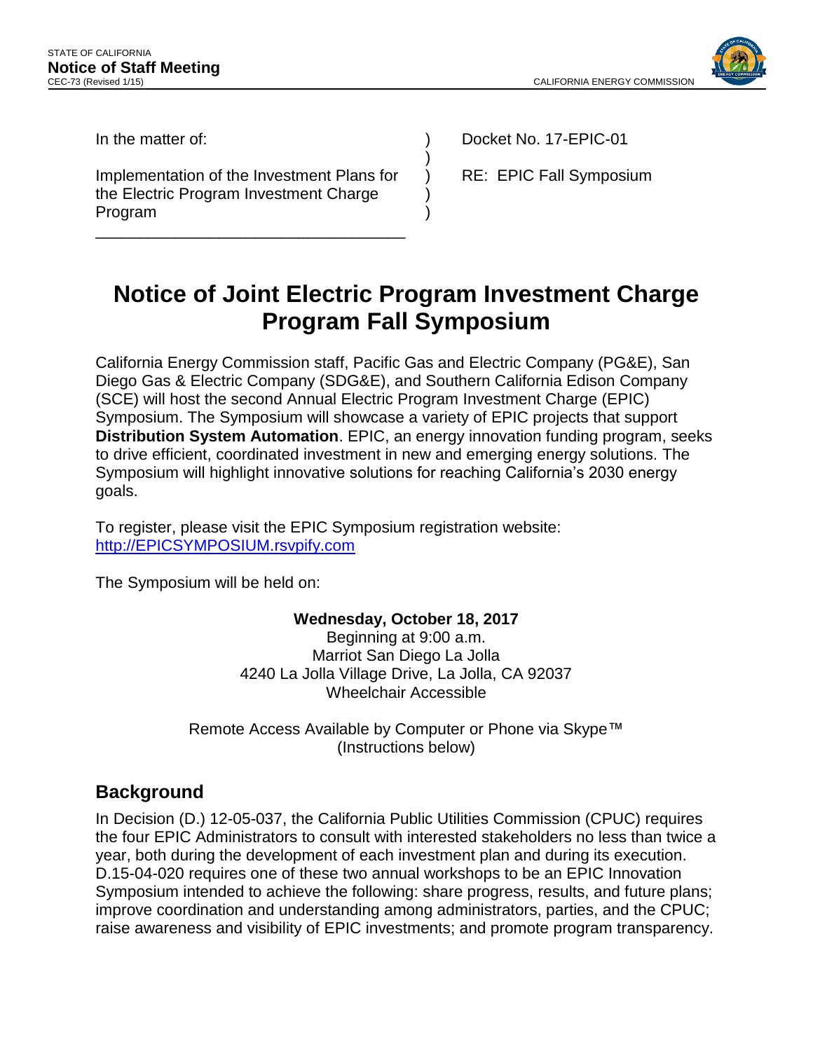STATE OF CALIFORNIA
**Notice of Staff Meeting**
CEC-73 (Revised 1/15)

CALIFORNIA ENERGY COMMISSION

| In the matter of: | ) | Docket No. 17-EPIC-01 |
| --- | --- | --- |
| | ) | |
| Implementation of the Investment Plans for the Electric Program Investment Charge Program | ) | RE: EPIC Fall Symposium |

# Notice of Joint Electric Program Investment Charge Program Fall Symposium

California Energy Commission staff, Pacific Gas and Electric Company (PG&E), San Diego Gas & Electric Company (SDG&E), and Southern California Edison Company (SCE) will host the second Annual Electric Program Investment Charge (EPIC) Symposium. The Symposium will showcase a variety of EPIC projects that support **Distribution System Automation**. EPIC, an energy innovation funding program, seeks to drive efficient, coordinated investment in new and emerging energy solutions. The Symposium will highlight innovative solutions for reaching California's 2030 energy goals.

To register, please visit the EPIC Symposium registration website: http://EPICSYMPOSIUM.rsvpify.com

The Symposium will be held on:

**Wednesday, October 18, 2017**
Beginning at 9:00 a.m.
Marriot San Diego La Jolla
4240 La Jolla Village Drive, La Jolla, CA 92037
Wheelchair Accessible

Remote Access Available by Computer or Phone via Skype™
(Instructions below)

## Background

In Decision (D.) 12-05-037, the California Public Utilities Commission (CPUC) requires the four EPIC Administrators to consult with interested stakeholders no less than twice a year, both during the development of each investment plan and during its execution. D.15-04-020 requires one of these two annual workshops to be an EPIC Innovation Symposium intended to achieve the following: share progress, results, and future plans; improve coordination and understanding among administrators, parties, and the CPUC; raise awareness and visibility of EPIC investments; and promote program transparency.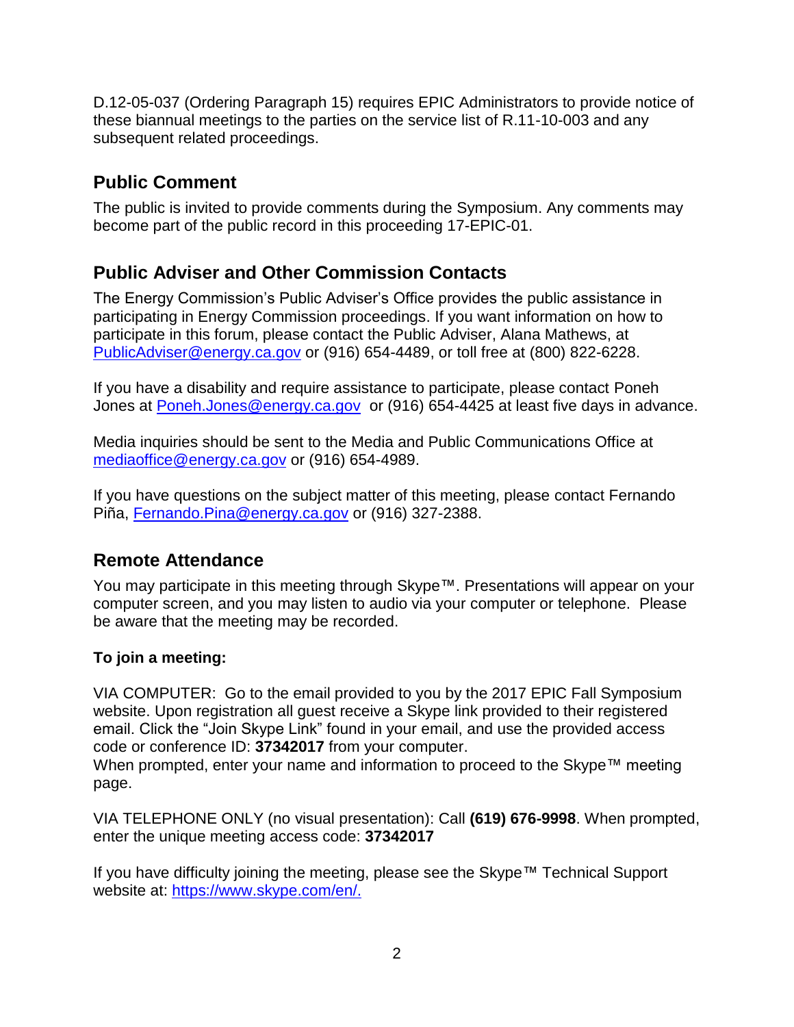D.12-05-037 (Ordering Paragraph 15) requires EPIC Administrators to provide notice of these biannual meetings to the parties on the service list of R.11-10-003 and any subsequent related proceedings.

## Public Comment

The public is invited to provide comments during the Symposium. Any comments may become part of the public record in this proceeding 17-EPIC-01.

## Public Adviser and Other Commission Contacts

The Energy Commission's Public Adviser's Office provides the public assistance in participating in Energy Commission proceedings. If you want information on how to participate in this forum, please contact the Public Adviser, Alana Mathews, at PublicAdviser@energy.ca.gov or (916) 654-4489, or toll free at (800) 822-6228.

If you have a disability and require assistance to participate, please contact Poneh Jones at Poneh.Jones@energy.ca.gov or (916) 654-4425 at least five days in advance.

Media inquiries should be sent to the Media and Public Communications Office at mediaoffice@energy.ca.gov or (916) 654-4989.

If you have questions on the subject matter of this meeting, please contact Fernando Piña, Fernando.Pina@energy.ca.gov or (916) 327-2388.

## Remote Attendance

You may participate in this meeting through Skype™. Presentations will appear on your computer screen, and you may listen to audio via your computer or telephone. Please be aware that the meeting may be recorded.

### To join a meeting:

VIA COMPUTER: Go to the email provided to you by the 2017 EPIC Fall Symposium website. Upon registration all guest receive a Skype link provided to their registered email. Click the "Join Skype Link" found in your email, and use the provided access code or conference ID: **37342017** from your computer.
When prompted, enter your name and information to proceed to the Skype™ meeting page.

VIA TELEPHONE ONLY (no visual presentation): Call **(619) 676-9998**. When prompted, enter the unique meeting access code: **37342017**

If you have difficulty joining the meeting, please see the Skype™ Technical Support website at: https://www.skype.com/en/.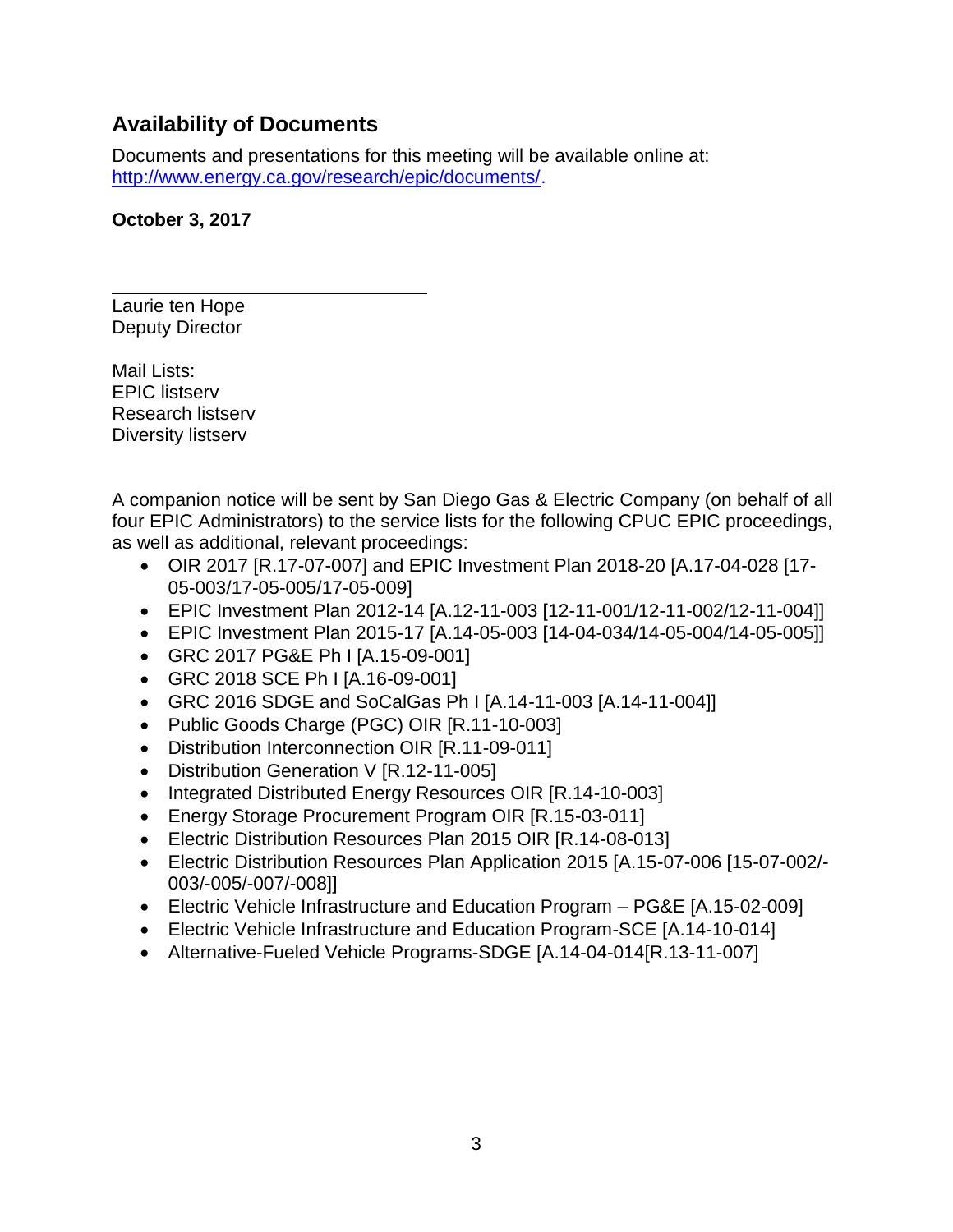## Availability of Documents

Documents and presentations for this meeting will be available online at: http://www.energy.ca.gov/research/epic/documents/.

**October 3, 2017**

\_\_\_\_\_\_\_\_\_\_\_\_\_\_\_\_\_\_\_\_\_\_\_\_\_\_\_\_\_\_

Laurie ten Hope
Deputy Director

Mail Lists:
EPIC listserv
Research listserv
Diversity listserv

A companion notice will be sent by San Diego Gas & Electric Company (on behalf of all four EPIC Administrators) to the service lists for the following CPUC EPIC proceedings, as well as additional, relevant proceedings:

- OIR 2017 [R.17-07-007] and EPIC Investment Plan 2018-20 [A.17-04-028 [17-05-003/17-05-005/17-05-009]
- EPIC Investment Plan 2012-14 [A.12-11-003 [12-11-001/12-11-002/12-11-004]]
- EPIC Investment Plan 2015-17 [A.14-05-003 [14-04-034/14-05-004/14-05-005]]
- GRC 2017 PG&E Ph I [A.15-09-001]
- GRC 2018 SCE Ph I [A.16-09-001]
- GRC 2016 SDGE and SoCalGas Ph I [A.14-11-003 [A.14-11-004]]
- Public Goods Charge (PGC) OIR [R.11-10-003]
- Distribution Interconnection OIR [R.11-09-011]
- Distribution Generation V [R.12-11-005]
- Integrated Distributed Energy Resources OIR [R.14-10-003]
- Energy Storage Procurement Program OIR [R.15-03-011]
- Electric Distribution Resources Plan 2015 OIR [R.14-08-013]
- Electric Distribution Resources Plan Application 2015 [A.15-07-006 [15-07-002/-003/-005/-007/-008]]
- Electric Vehicle Infrastructure and Education Program – PG&E [A.15-02-009]
- Electric Vehicle Infrastructure and Education Program-SCE [A.14-10-014]
- Alternative-Fueled Vehicle Programs-SDGE [A.14-04-014[R.13-11-007]